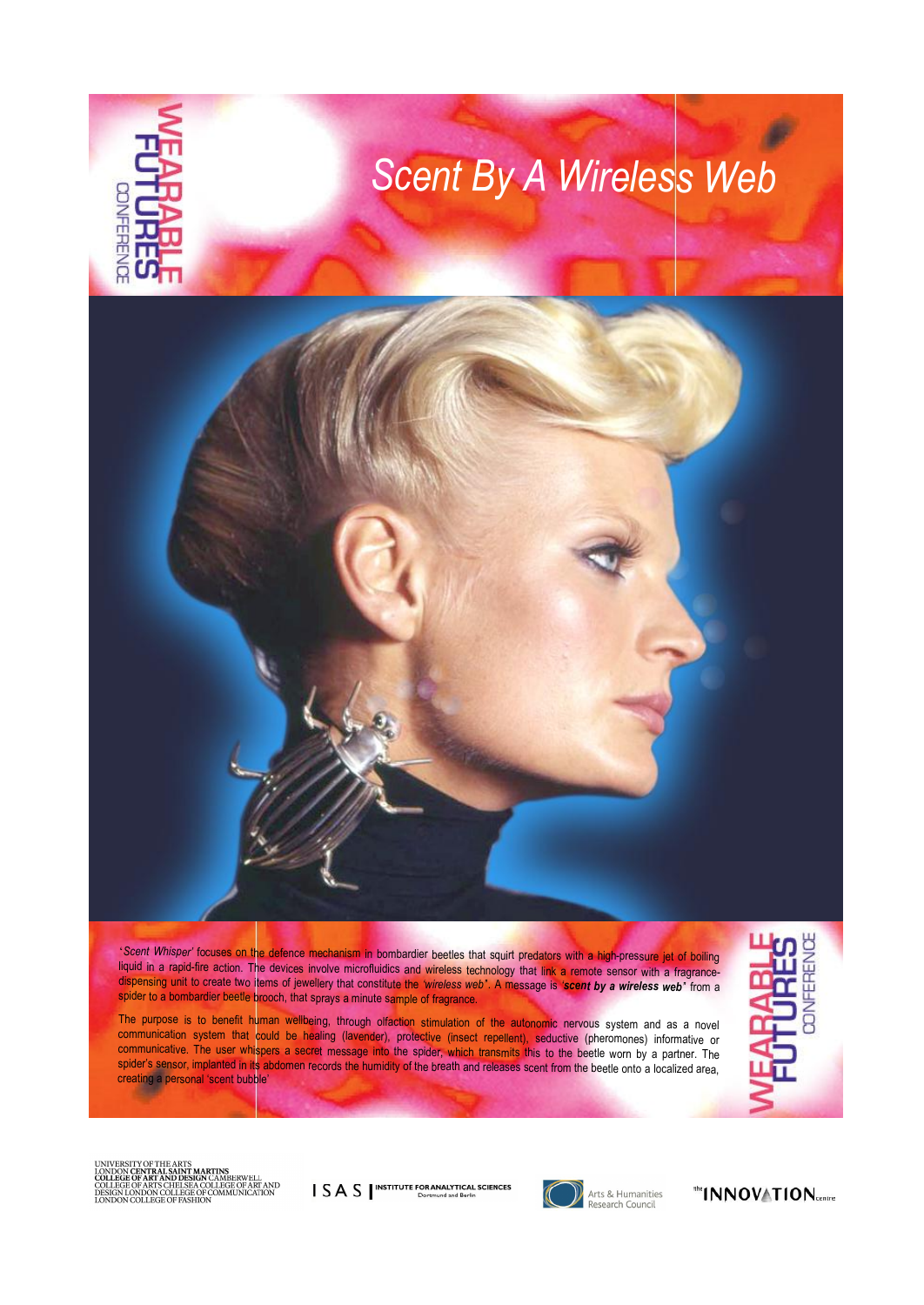WEARABLE FUTURES CONFERENCE

# Scent By A Wireless Web

'*Scent Whisper*' focuses on the defence mechanism in bombardier beetles that squirt predators with a high-pressure jet of boiling liquid in a rapid-fire action. The devices involve microfluidics and wireless technology that link a remote sensor with a fragrance-dispensing unit to create two items of jewellery that constitute the *'wireless web'*. A message is ***'scent by a wireless web'*** from a spider to a bombardier beetle brooch, that sprays a minute sample of fragrance.

The purpose is to benefit human wellbeing, through olfaction stimulation of the autonomic nervous system and as a novel communication system that could be healing (lavender), protective (insect repellent), seductive (pheromones) informative or communicative. The user whispers a secret message into the spider, which transmits this to the beetle worn by a partner. The spider's sensor, implanted in its abdomen records the humidity of the breath and releases scent from the beetle onto a localized area, creating a personal 'scent bubble'

WEARABLE FUTURES CONFERENCE

UNIVERSITY OF THE ARTS LONDON **CENTRAL SAINT MARTINS COLLEGE OF ART AND DESIGN** CAMBERWELL COLLEGE OF ARTS CHELSEA COLLEGE OF ART AND DESIGN LONDON COLLEGE OF COMMUNICATION LONDON COLLEGE OF FASHION

ISAS | INSTITUTE FOR ANALYTICAL SCIENCES Dortmund and Berlin

Arts & Humanities Research Council

the INNOVATION centre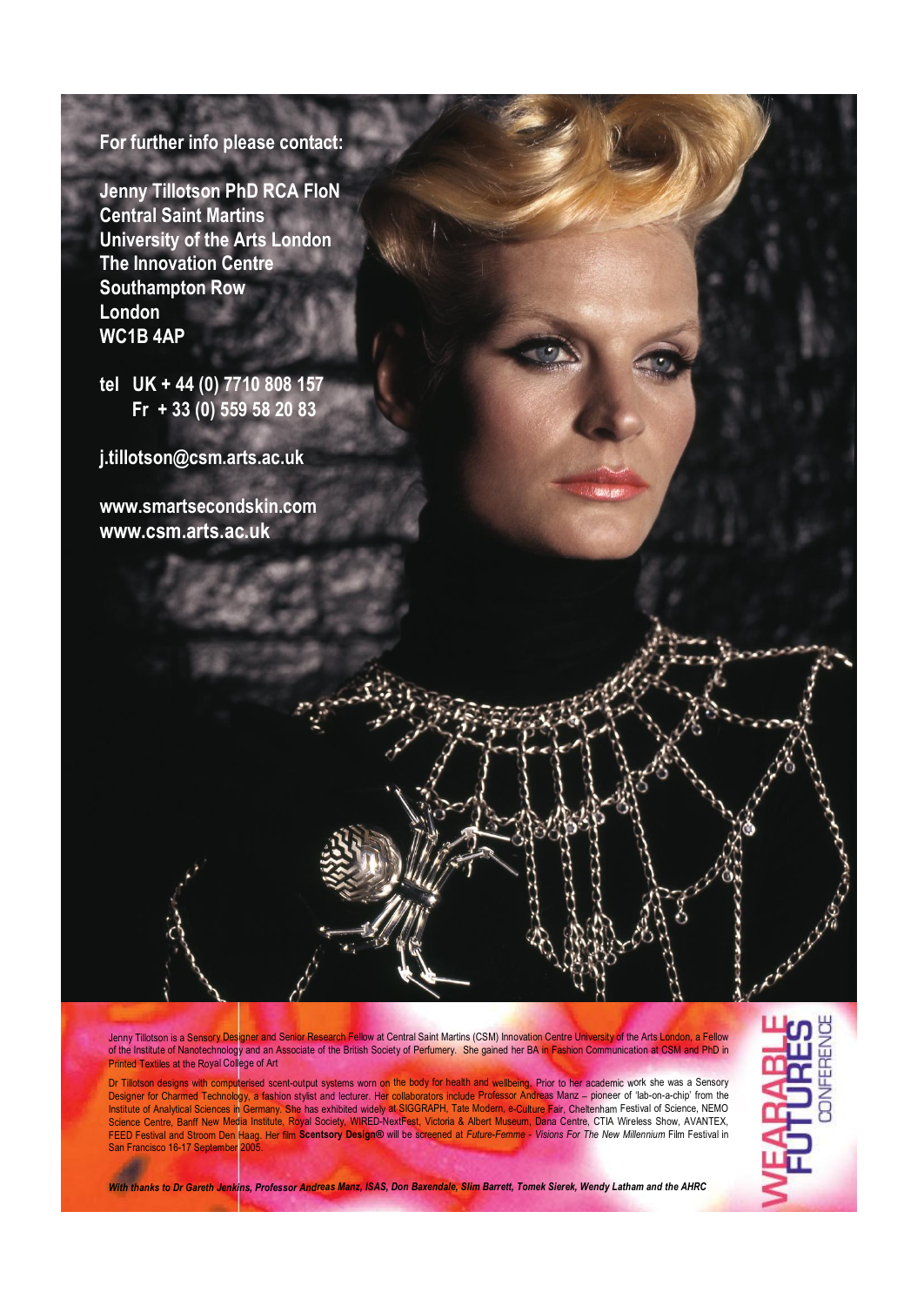**For further info please contact:**

**Jenny Tillotson PhD RCA FIoN**
**Central Saint Martins**
**University of the Arts London**
**The Innovation Centre**
**Southampton Row**
**London**
**WC1B 4AP**

**tel UK + 44 (0) 7710 808 157**
**Fr + 33 (0) 559 58 20 83**

**j.tillotson@csm.arts.ac.uk**

**www.smartsecondskin.com**
**www.csm.arts.ac.uk**

Jenny Tillotson is a Sensory Designer and Senior Research Fellow at Central Saint Martins (CSM) Innovation Centre University of the Arts London, a Fellow of the Institute of Nanotechnology and an Associate of the British Society of Perfumery. She gained her BA in Fashion Communication at CSM and PhD in Printed Textiles at the Royal College of Art

Dr Tillotson designs with computerised scent-output systems worn on the body for health and wellbeing. Prior to her academic work she was a Sensory Designer for Charmed Technology, a fashion stylist and lecturer. Her collaborators include Professor Andreas Manz – pioneer of 'lab-on-a-chip' from the Institute of Analytical Sciences in Germany. She has exhibited widely at SIGGRAPH, Tate Modern, e-Culture Fair, Cheltenham Festival of Science, NEMO Science Centre, Banff New Media Institute, Royal Society, WIRED-NextFest, Victoria & Albert Museum, Dana Centre, CTIA Wireless Show, AVANTEX, FEED Festival and Stroom Den Haag. Her film **Scentsory Design®** will be screened at *Future-Femme - Visions For The New Millennium* Film Festival in San Francisco 16-17 September 2005.

***With thanks to Dr Gareth Jenkins, Professor Andreas Manz, ISAS, Don Baxendale, Slim Barrett, Tomek Sierek, Wendy Latham and the AHRC***

WEARABLE FUTURES CONFERENCE